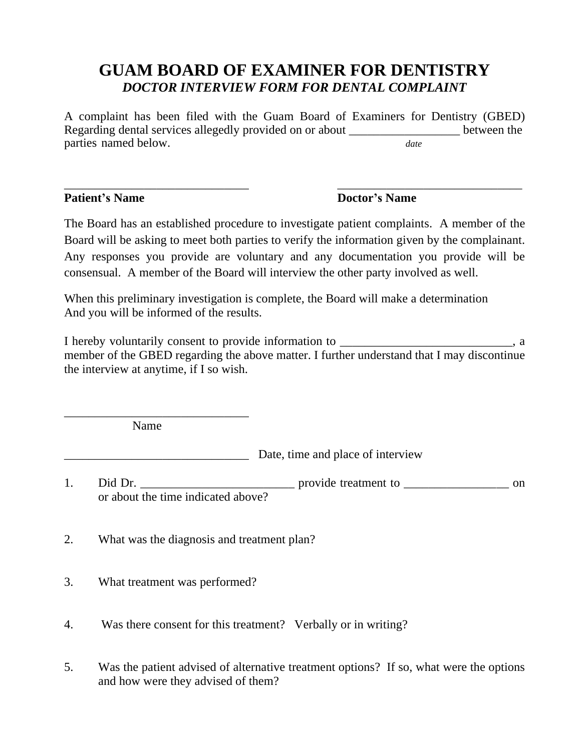# GUAM BOARD OF EXAMINER FOR DENTISTRY

## *DOCTOR INTERVIEW FORM FOR DENTAL COMPLAINT*

A complaint has been filed with the Guam Board of Examiners for Dentistry (GBED) Regarding dental services allegedly provided on or about __________________ between the parties named below.
*date*

_______________________________ &nbsp;&nbsp;&nbsp;&nbsp;&nbsp;&nbsp;&nbsp;&nbsp; _______________________________

**Patient's Name** &nbsp;&nbsp;&nbsp;&nbsp;&nbsp;&nbsp;&nbsp;&nbsp;&nbsp;&nbsp;&nbsp;&nbsp;&nbsp;&nbsp;&nbsp;&nbsp;&nbsp;&nbsp;&nbsp;&nbsp;&nbsp;&nbsp;&nbsp;&nbsp;&nbsp;&nbsp;&nbsp;&nbsp;&nbsp;&nbsp;&nbsp;&nbsp; **Doctor's Name**

The Board has an established procedure to investigate patient complaints. A member of the Board will be asking to meet both parties to verify the information given by the complainant. Any responses you provide are voluntary and any documentation you provide will be consensual. A member of the Board will interview the other party involved as well.

When this preliminary investigation is complete, the Board will make a determination And you will be informed of the results.

I hereby voluntarily consent to provide information to _____________________________, a member of the GBED regarding the above matter. I further understand that I may discontinue the interview at anytime, if I so wish.

_______________________________
Name

_______________________________ Date, time and place of interview

1. Did Dr. _________________________ provide treatment to _________________ on or about the time indicated above?

2. What was the diagnosis and treatment plan?

3. What treatment was performed?

4. Was there consent for this treatment? Verbally or in writing?

5. Was the patient advised of alternative treatment options? If so, what were the options and how were they advised of them?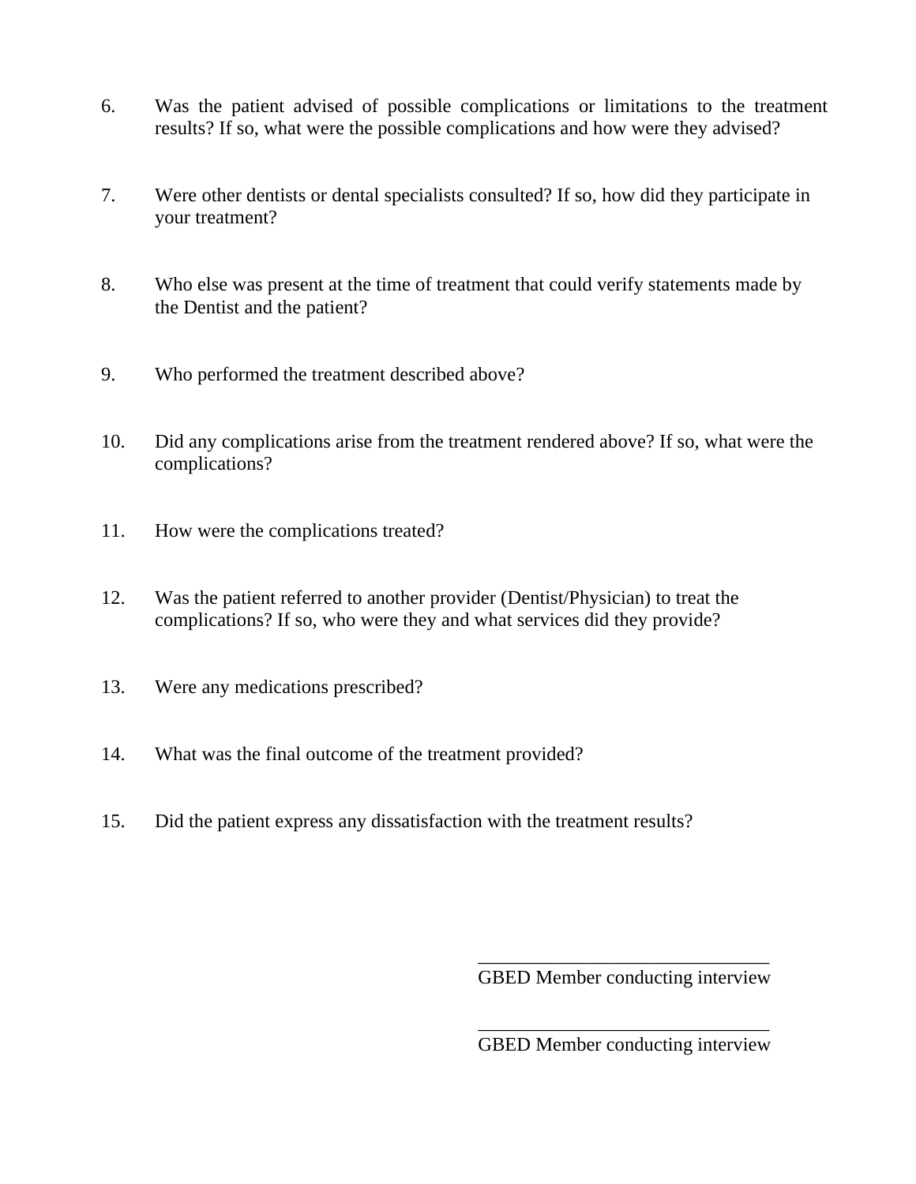6. Was the patient advised of possible complications or limitations to the treatment results? If so, what were the possible complications and how were they advised?

7. Were other dentists or dental specialists consulted? If so, how did they participate in your treatment?

8. Who else was present at the time of treatment that could verify statements made by the Dentist and the patient?

9. Who performed the treatment described above?

10. Did any complications arise from the treatment rendered above? If so, what were the complications?

11. How were the complications treated?

12. Was the patient referred to another provider (Dentist/Physician) to treat the complications? If so, who were they and what services did they provide?

13. Were any medications prescribed?

14. What was the final outcome of the treatment provided?

15. Did the patient express any dissatisfaction with the treatment results?

\_\_\_\_\_\_\_\_\_\_\_\_\_\_\_\_\_\_\_\_\_\_\_\_\_\_\_\_\_\_\_\_
GBED Member conducting interview

\_\_\_\_\_\_\_\_\_\_\_\_\_\_\_\_\_\_\_\_\_\_\_\_\_\_\_\_\_\_\_\_
GBED Member conducting interview